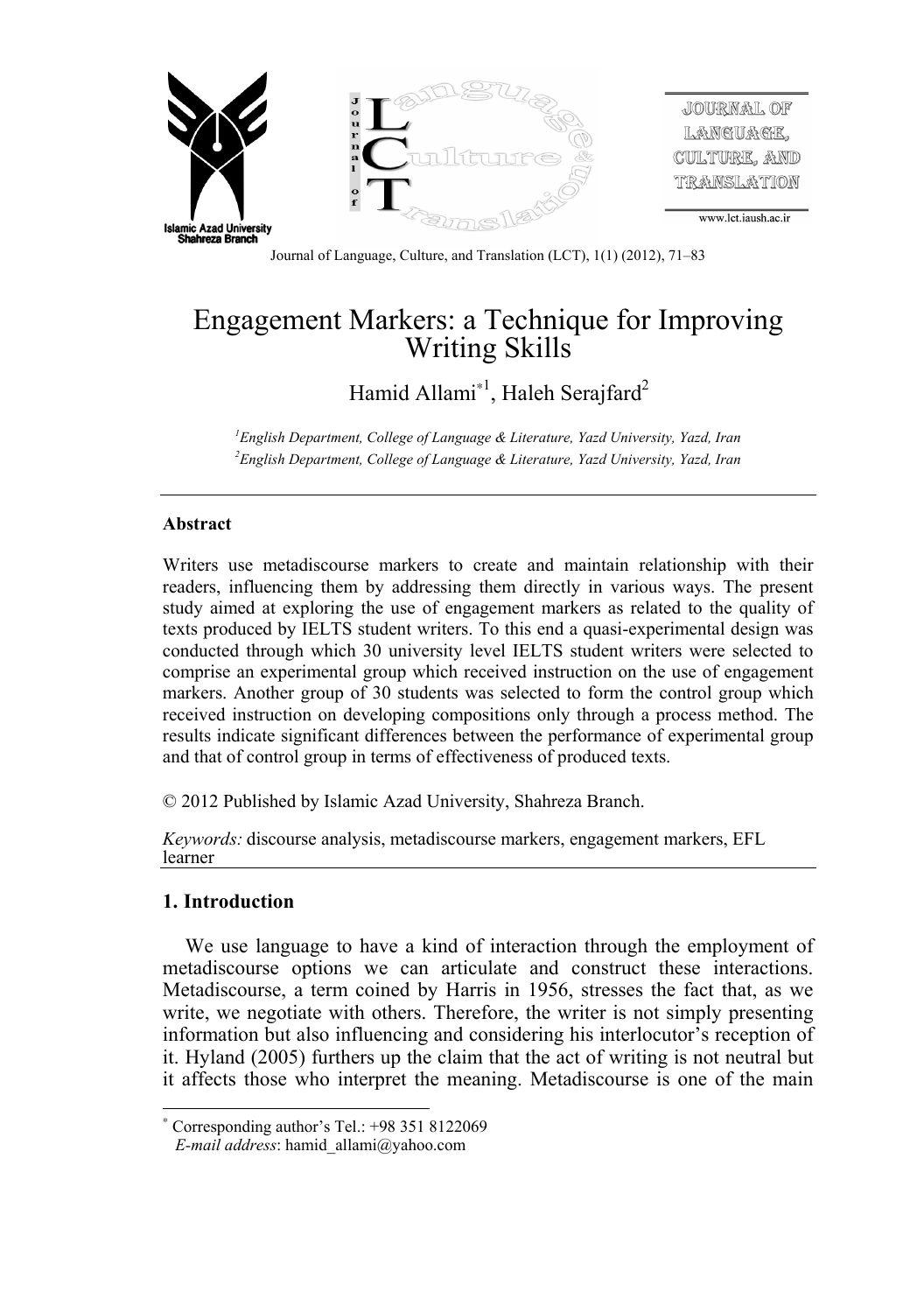# Engagement Markers: a Technique for Improving Writing Skills

Hamid Allami[*1], Haleh Serajfard[2]

[1]*English Department, College of Language & Literature, Yazd University, Yazd, Iran*
[2]*English Department, College of Language & Literature, Yazd University, Yazd, Iran*

## Abstract

Writers use metadiscourse markers to create and maintain relationship with their readers, influencing them by addressing them directly in various ways. The present study aimed at exploring the use of engagement markers as related to the quality of texts produced by IELTS student writers. To this end a quasi-experimental design was conducted through which 30 university level IELTS student writers were selected to comprise an experimental group which received instruction on the use of engagement markers. Another group of 30 students was selected to form the control group which received instruction on developing compositions only through a process method. The results indicate significant differences between the performance of experimental group and that of control group in terms of effectiveness of produced texts.

© 2012 Published by Islamic Azad University, Shahreza Branch.

*Keywords:* discourse analysis, metadiscourse markers, engagement markers, EFL learner

## 1. Introduction

We use language to have a kind of interaction through the employment of metadiscourse options we can articulate and construct these interactions. Metadiscourse, a term coined by Harris in 1956, stresses the fact that, as we write, we negotiate with others. Therefore, the writer is not simply presenting information but also influencing and considering his interlocutor's reception of it. Hyland (2005) furthers up the claim that the act of writing is not neutral but it affects those who interpret the meaning. Metadiscourse is one of the main

[*] Corresponding author's Tel.: +98 351 8122069
*E-mail address*: hamid_allami@yahoo.com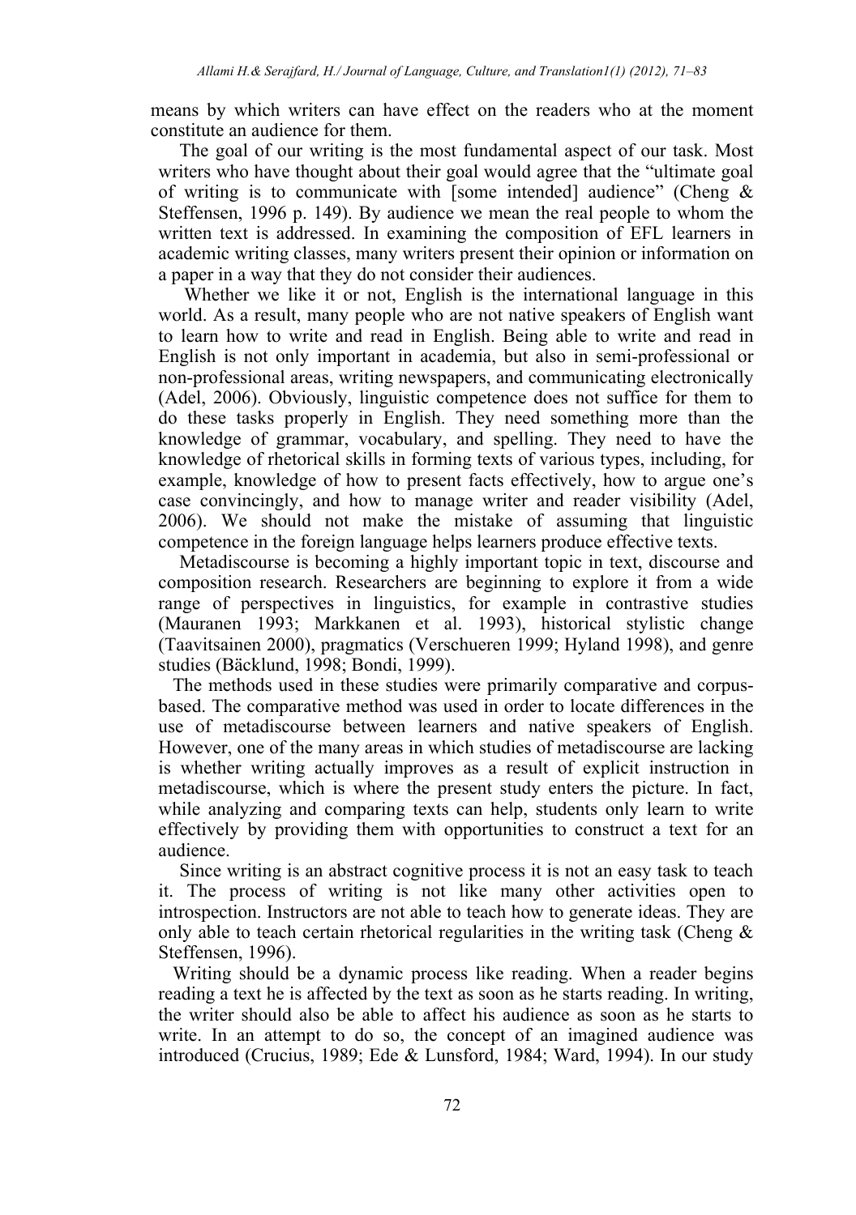means by which writers can have effect on the readers who at the moment constitute an audience for them.

The goal of our writing is the most fundamental aspect of our task. Most writers who have thought about their goal would agree that the "ultimate goal of writing is to communicate with [some intended] audience" (Cheng & Steffensen, 1996 p. 149). By audience we mean the real people to whom the written text is addressed. In examining the composition of EFL learners in academic writing classes, many writers present their opinion or information on a paper in a way that they do not consider their audiences.

Whether we like it or not, English is the international language in this world. As a result, many people who are not native speakers of English want to learn how to write and read in English. Being able to write and read in English is not only important in academia, but also in semi-professional or non-professional areas, writing newspapers, and communicating electronically (Adel, 2006). Obviously, linguistic competence does not suffice for them to do these tasks properly in English. They need something more than the knowledge of grammar, vocabulary, and spelling. They need to have the knowledge of rhetorical skills in forming texts of various types, including, for example, knowledge of how to present facts effectively, how to argue one's case convincingly, and how to manage writer and reader visibility (Adel, 2006). We should not make the mistake of assuming that linguistic competence in the foreign language helps learners produce effective texts.

Metadiscourse is becoming a highly important topic in text, discourse and composition research. Researchers are beginning to explore it from a wide range of perspectives in linguistics, for example in contrastive studies (Mauranen 1993; Markkanen et al. 1993), historical stylistic change (Taavitsainen 2000), pragmatics (Verschueren 1999; Hyland 1998), and genre studies (Bäcklund, 1998; Bondi, 1999).

The methods used in these studies were primarily comparative and corpus-based. The comparative method was used in order to locate differences in the use of metadiscourse between learners and native speakers of English. However, one of the many areas in which studies of metadiscourse are lacking is whether writing actually improves as a result of explicit instruction in metadiscourse, which is where the present study enters the picture. In fact, while analyzing and comparing texts can help, students only learn to write effectively by providing them with opportunities to construct a text for an audience.

Since writing is an abstract cognitive process it is not an easy task to teach it. The process of writing is not like many other activities open to introspection. Instructors are not able to teach how to generate ideas. They are only able to teach certain rhetorical regularities in the writing task (Cheng & Steffensen, 1996).

Writing should be a dynamic process like reading. When a reader begins reading a text he is affected by the text as soon as he starts reading. In writing, the writer should also be able to affect his audience as soon as he starts to write. In an attempt to do so, the concept of an imagined audience was introduced (Crucius, 1989; Ede & Lunsford, 1984; Ward, 1994). In our study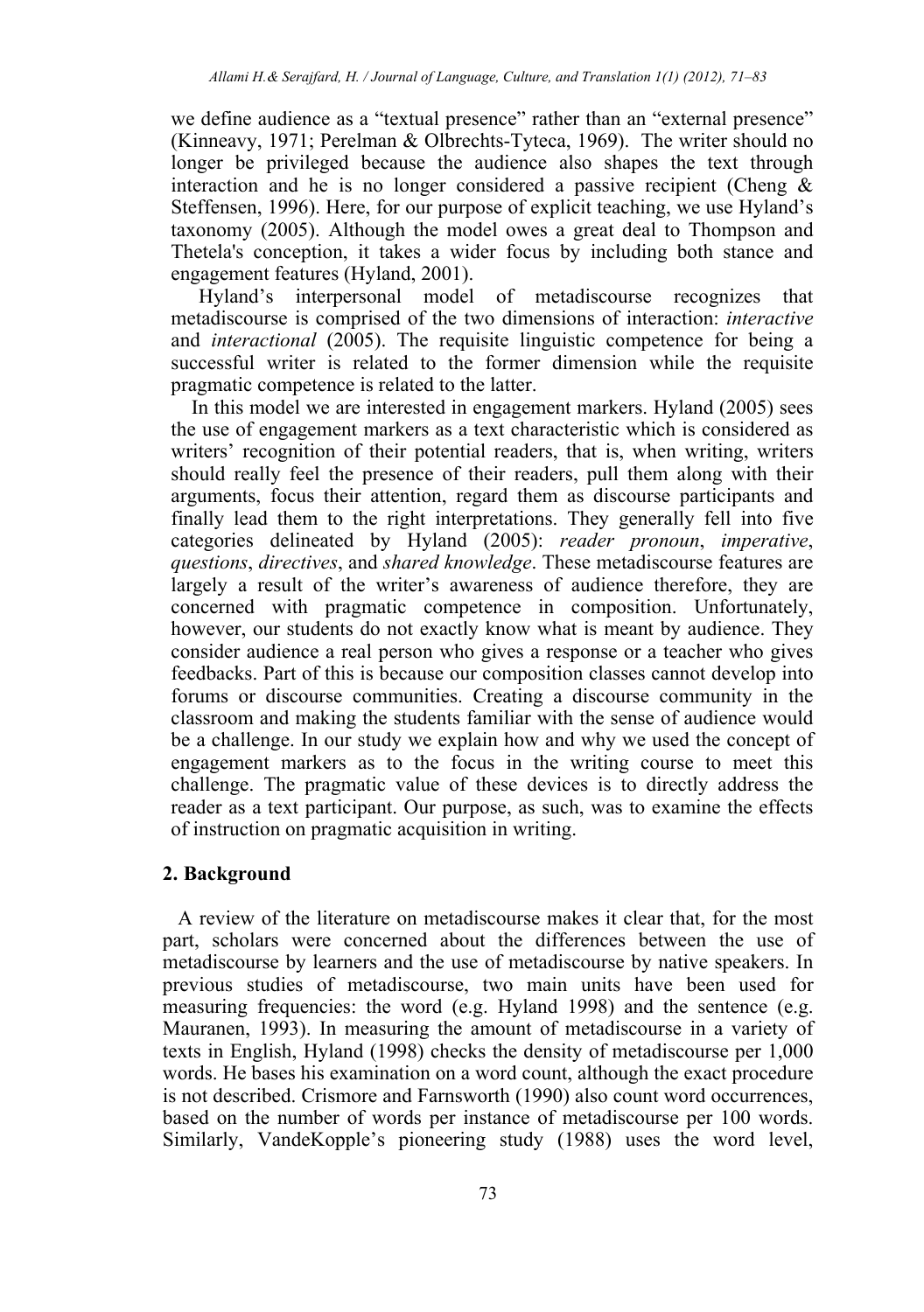we define audience as a "textual presence" rather than an "external presence" (Kinneavy, 1971; Perelman & Olbrechts-Tyteca, 1969). The writer should no longer be privileged because the audience also shapes the text through interaction and he is no longer considered a passive recipient (Cheng & Steffensen, 1996). Here, for our purpose of explicit teaching, we use Hyland's taxonomy (2005). Although the model owes a great deal to Thompson and Thetela's conception, it takes a wider focus by including both stance and engagement features (Hyland, 2001).

Hyland's interpersonal model of metadiscourse recognizes that metadiscourse is comprised of the two dimensions of interaction: *interactive* and *interactional* (2005). The requisite linguistic competence for being a successful writer is related to the former dimension while the requisite pragmatic competence is related to the latter.

In this model we are interested in engagement markers. Hyland (2005) sees the use of engagement markers as a text characteristic which is considered as writers' recognition of their potential readers, that is, when writing, writers should really feel the presence of their readers, pull them along with their arguments, focus their attention, regard them as discourse participants and finally lead them to the right interpretations. They generally fell into five categories delineated by Hyland (2005): *reader pronoun*, *imperative*, *questions*, *directives*, and *shared knowledge*. These metadiscourse features are largely a result of the writer's awareness of audience therefore, they are concerned with pragmatic competence in composition. Unfortunately, however, our students do not exactly know what is meant by audience. They consider audience a real person who gives a response or a teacher who gives feedbacks. Part of this is because our composition classes cannot develop into forums or discourse communities. Creating a discourse community in the classroom and making the students familiar with the sense of audience would be a challenge. In our study we explain how and why we used the concept of engagement markers as to the focus in the writing course to meet this challenge. The pragmatic value of these devices is to directly address the reader as a text participant. Our purpose, as such, was to examine the effects of instruction on pragmatic acquisition in writing.

## 2. Background

A review of the literature on metadiscourse makes it clear that, for the most part, scholars were concerned about the differences between the use of metadiscourse by learners and the use of metadiscourse by native speakers. In previous studies of metadiscourse, two main units have been used for measuring frequencies: the word (e.g. Hyland 1998) and the sentence (e.g. Mauranen, 1993). In measuring the amount of metadiscourse in a variety of texts in English, Hyland (1998) checks the density of metadiscourse per 1,000 words. He bases his examination on a word count, although the exact procedure is not described. Crismore and Farnsworth (1990) also count word occurrences, based on the number of words per instance of metadiscourse per 100 words. Similarly, VandeKopple's pioneering study (1988) uses the word level,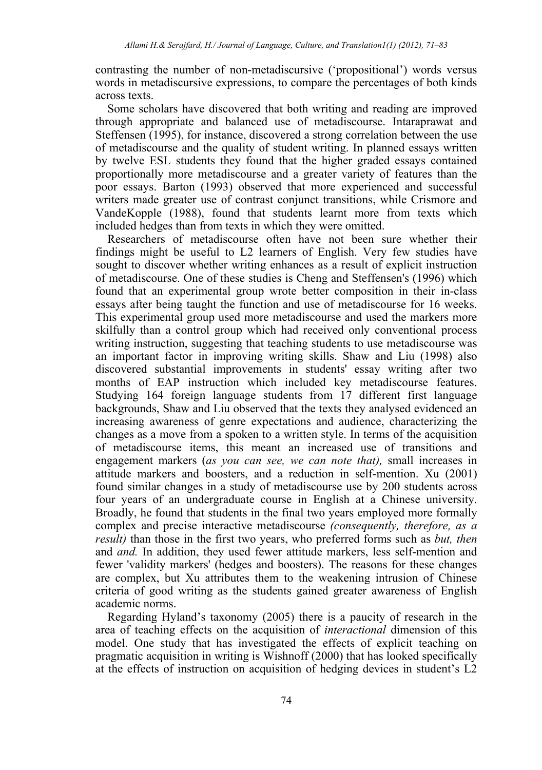contrasting the number of non-metadiscursive ('propositional') words versus words in metadiscursive expressions, to compare the percentages of both kinds across texts.

Some scholars have discovered that both writing and reading are improved through appropriate and balanced use of metadiscourse. Intaraprawat and Steffensen (1995), for instance, discovered a strong correlation between the use of metadiscourse and the quality of student writing. In planned essays written by twelve ESL students they found that the higher graded essays contained proportionally more metadiscourse and a greater variety of features than the poor essays. Barton (1993) observed that more experienced and successful writers made greater use of contrast conjunct transitions, while Crismore and VandeKopple (1988), found that students learnt more from texts which included hedges than from texts in which they were omitted.

Researchers of metadiscourse often have not been sure whether their findings might be useful to L2 learners of English. Very few studies have sought to discover whether writing enhances as a result of explicit instruction of metadiscourse. One of these studies is Cheng and Steffensen's (1996) which found that an experimental group wrote better composition in their in-class essays after being taught the function and use of metadiscourse for 16 weeks. This experimental group used more metadiscourse and used the markers more skilfully than a control group which had received only conventional process writing instruction, suggesting that teaching students to use metadiscourse was an important factor in improving writing skills. Shaw and Liu (1998) also discovered substantial improvements in students' essay writing after two months of EAP instruction which included key metadiscourse features. Studying 164 foreign language students from 17 different first language backgrounds, Shaw and Liu observed that the texts they analysed evidenced an increasing awareness of genre expectations and audience, characterizing the changes as a move from a spoken to a written style. In terms of the acquisition of metadiscourse items, this meant an increased use of transitions and engagement markers (*as you can see, we can note that),* small increases in attitude markers and boosters, and a reduction in self-mention. Xu (2001) found similar changes in a study of metadiscourse use by 200 students across four years of an undergraduate course in English at a Chinese university. Broadly, he found that students in the final two years employed more formally complex and precise interactive metadiscourse *(consequently, therefore, as a result)* than those in the first two years, who preferred forms such as *but, then* and *and.* In addition, they used fewer attitude markers, less self-mention and fewer 'validity markers' (hedges and boosters). The reasons for these changes are complex, but Xu attributes them to the weakening intrusion of Chinese criteria of good writing as the students gained greater awareness of English academic norms.

Regarding Hyland's taxonomy (2005) there is a paucity of research in the area of teaching effects on the acquisition of *interactional* dimension of this model. One study that has investigated the effects of explicit teaching on pragmatic acquisition in writing is Wishnoff (2000) that has looked specifically at the effects of instruction on acquisition of hedging devices in student's L2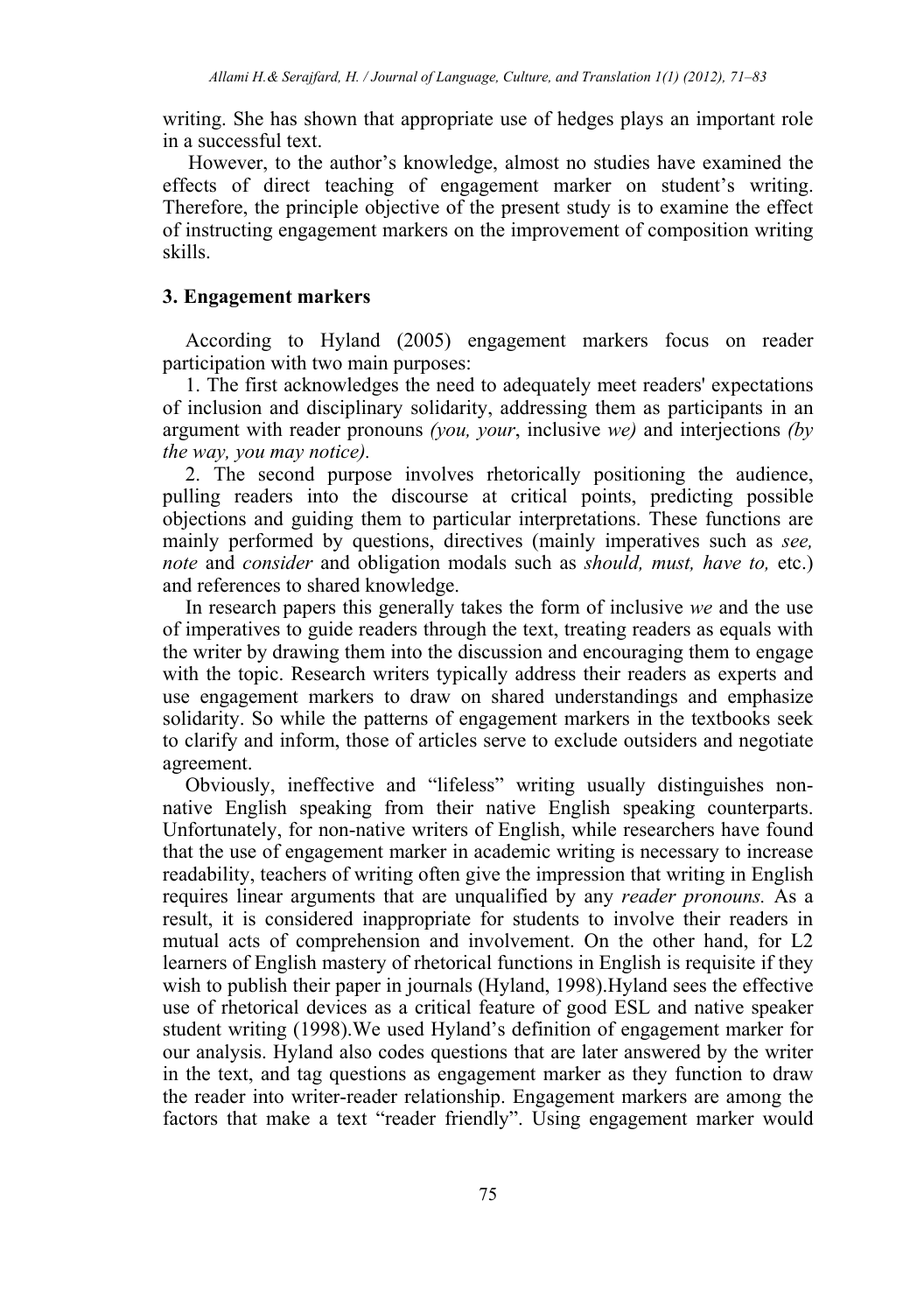writing. She has shown that appropriate use of hedges plays an important role in a successful text.

However, to the author's knowledge, almost no studies have examined the effects of direct teaching of engagement marker on student's writing. Therefore, the principle objective of the present study is to examine the effect of instructing engagement markers on the improvement of composition writing skills.

### 3. Engagement markers

According to Hyland (2005) engagement markers focus on reader participation with two main purposes:

1. The first acknowledges the need to adequately meet readers' expectations of inclusion and disciplinary solidarity, addressing them as participants in an argument with reader pronouns *(you, your*, inclusive *we)* and interjections *(by the way, you may notice).*

2. The second purpose involves rhetorically positioning the audience, pulling readers into the discourse at critical points, predicting possible objections and guiding them to particular interpretations. These functions are mainly performed by questions, directives (mainly imperatives such as *see, note* and *consider* and obligation modals such as *should, must, have to,* etc.) and references to shared knowledge.

In research papers this generally takes the form of inclusive *we* and the use of imperatives to guide readers through the text, treating readers as equals with the writer by drawing them into the discussion and encouraging them to engage with the topic. Research writers typically address their readers as experts and use engagement markers to draw on shared understandings and emphasize solidarity. So while the patterns of engagement markers in the textbooks seek to clarify and inform, those of articles serve to exclude outsiders and negotiate agreement.

Obviously, ineffective and "lifeless" writing usually distinguishes non-native English speaking from their native English speaking counterparts. Unfortunately, for non-native writers of English, while researchers have found that the use of engagement marker in academic writing is necessary to increase readability, teachers of writing often give the impression that writing in English requires linear arguments that are unqualified by any *reader pronouns.* As a result, it is considered inappropriate for students to involve their readers in mutual acts of comprehension and involvement. On the other hand, for L2 learners of English mastery of rhetorical functions in English is requisite if they wish to publish their paper in journals (Hyland, 1998).Hyland sees the effective use of rhetorical devices as a critical feature of good ESL and native speaker student writing (1998).We used Hyland's definition of engagement marker for our analysis. Hyland also codes questions that are later answered by the writer in the text, and tag questions as engagement marker as they function to draw the reader into writer-reader relationship. Engagement markers are among the factors that make a text "reader friendly". Using engagement marker would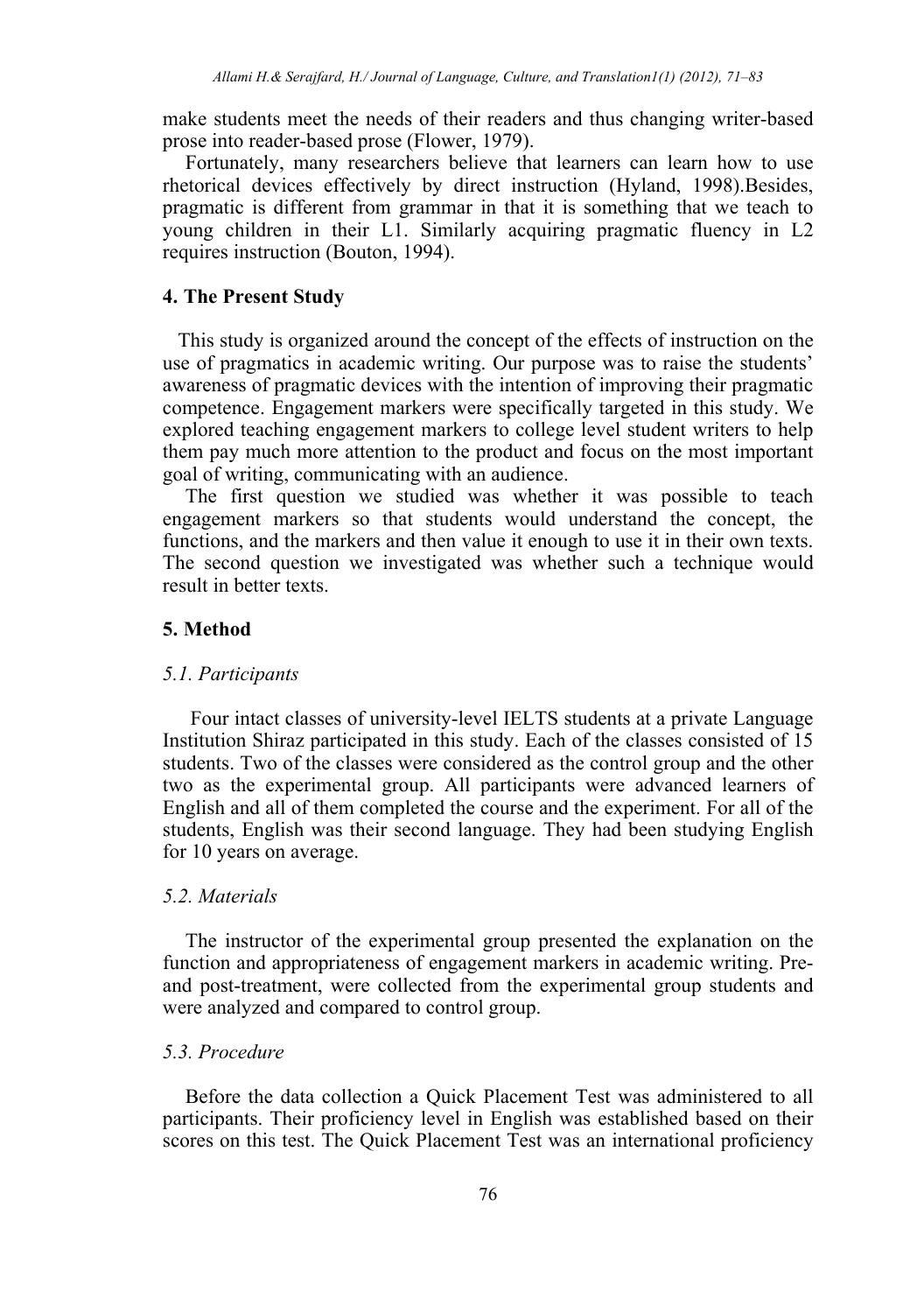make students meet the needs of their readers and thus changing writer-based prose into reader-based prose (Flower, 1979).

Fortunately, many researchers believe that learners can learn how to use rhetorical devices effectively by direct instruction (Hyland, 1998).Besides, pragmatic is different from grammar in that it is something that we teach to young children in their L1. Similarly acquiring pragmatic fluency in L2 requires instruction (Bouton, 1994).

## 4. The Present Study

This study is organized around the concept of the effects of instruction on the use of pragmatics in academic writing. Our purpose was to raise the students' awareness of pragmatic devices with the intention of improving their pragmatic competence. Engagement markers were specifically targeted in this study. We explored teaching engagement markers to college level student writers to help them pay much more attention to the product and focus on the most important goal of writing, communicating with an audience.

The first question we studied was whether it was possible to teach engagement markers so that students would understand the concept, the functions, and the markers and then value it enough to use it in their own texts. The second question we investigated was whether such a technique would result in better texts.

## 5. Method

### *5.1. Participants*

Four intact classes of university-level IELTS students at a private Language Institution Shiraz participated in this study. Each of the classes consisted of 15 students. Two of the classes were considered as the control group and the other two as the experimental group. All participants were advanced learners of English and all of them completed the course and the experiment. For all of the students, English was their second language. They had been studying English for 10 years on average.

### *5.2. Materials*

The instructor of the experimental group presented the explanation on the function and appropriateness of engagement markers in academic writing. Pre- and post-treatment, were collected from the experimental group students and were analyzed and compared to control group.

### *5.3. Procedure*

Before the data collection a Quick Placement Test was administered to all participants. Their proficiency level in English was established based on their scores on this test. The Quick Placement Test was an international proficiency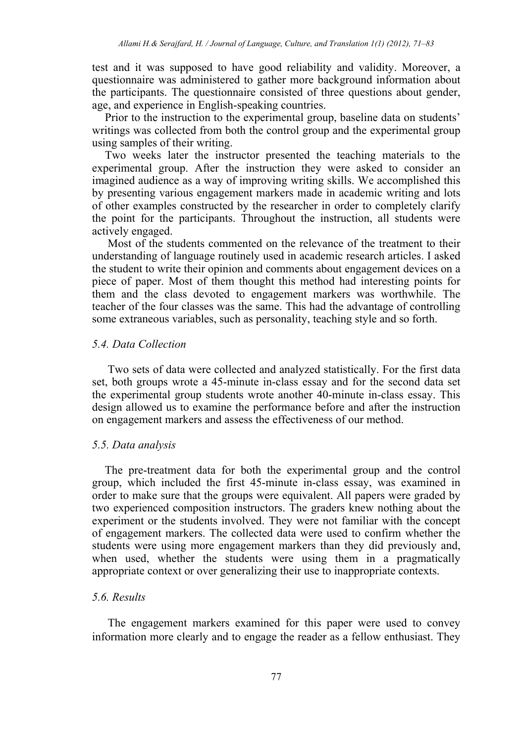test and it was supposed to have good reliability and validity. Moreover, a questionnaire was administered to gather more background information about the participants. The questionnaire consisted of three questions about gender, age, and experience in English-speaking countries.

Prior to the instruction to the experimental group, baseline data on students' writings was collected from both the control group and the experimental group using samples of their writing.

Two weeks later the instructor presented the teaching materials to the experimental group. After the instruction they were asked to consider an imagined audience as a way of improving writing skills. We accomplished this by presenting various engagement markers made in academic writing and lots of other examples constructed by the researcher in order to completely clarify the point for the participants. Throughout the instruction, all students were actively engaged.

Most of the students commented on the relevance of the treatment to their understanding of language routinely used in academic research articles. I asked the student to write their opinion and comments about engagement devices on a piece of paper. Most of them thought this method had interesting points for them and the class devoted to engagement markers was worthwhile. The teacher of the four classes was the same. This had the advantage of controlling some extraneous variables, such as personality, teaching style and so forth.

### *5.4. Data Collection*

Two sets of data were collected and analyzed statistically. For the first data set, both groups wrote a 45-minute in-class essay and for the second data set the experimental group students wrote another 40-minute in-class essay. This design allowed us to examine the performance before and after the instruction on engagement markers and assess the effectiveness of our method.

### *5.5. Data analysis*

The pre-treatment data for both the experimental group and the control group, which included the first 45-minute in-class essay, was examined in order to make sure that the groups were equivalent. All papers were graded by two experienced composition instructors. The graders knew nothing about the experiment or the students involved. They were not familiar with the concept of engagement markers. The collected data were used to confirm whether the students were using more engagement markers than they did previously and, when used, whether the students were using them in a pragmatically appropriate context or over generalizing their use to inappropriate contexts.

### *5.6. Results*

The engagement markers examined for this paper were used to convey information more clearly and to engage the reader as a fellow enthusiast. They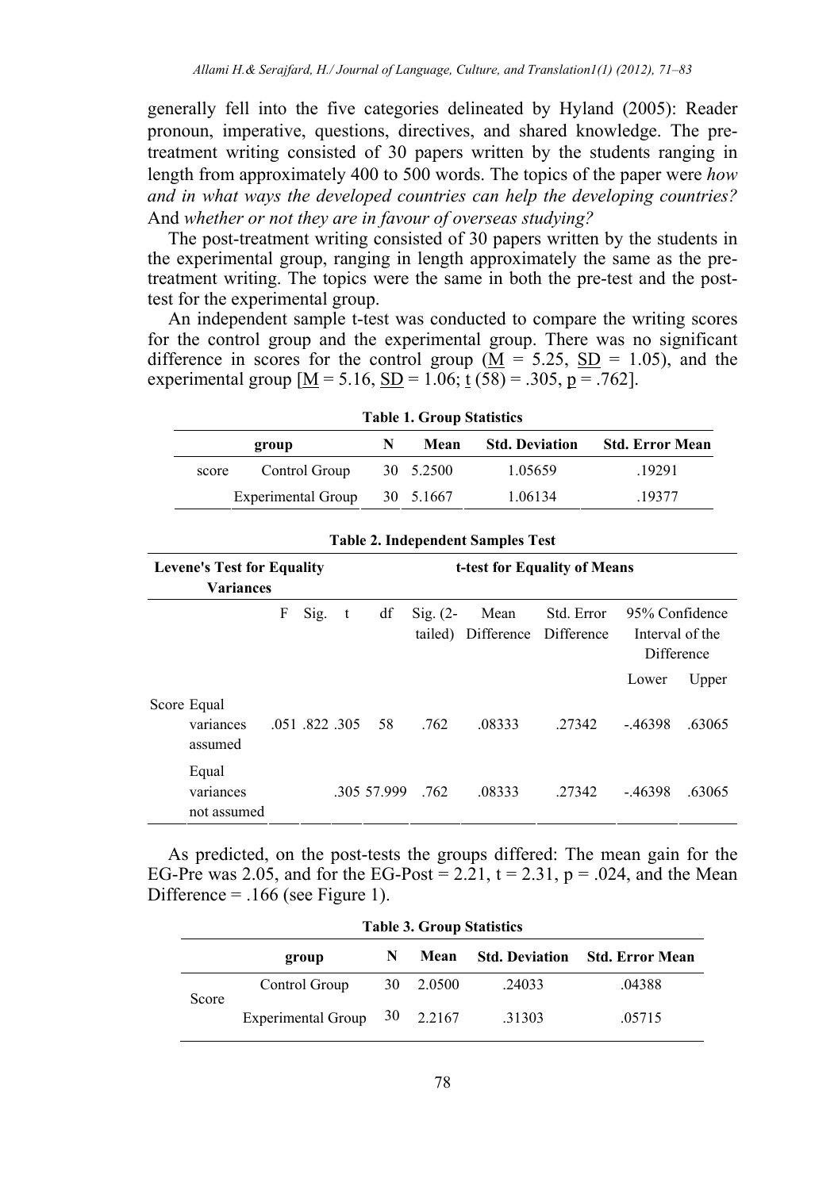generally fell into the five categories delineated by Hyland (2005): Reader pronoun, imperative, questions, directives, and shared knowledge. The pre-treatment writing consisted of 30 papers written by the students ranging in length from approximately 400 to 500 words. The topics of the paper were *how and in what ways the developed countries can help the developing countries?* And *whether or not they are in favour of overseas studying?*

The post-treatment writing consisted of 30 papers written by the students in the experimental group, ranging in length approximately the same as the pre-treatment writing. The topics were the same in both the pre-test and the post-test for the experimental group.

An independent sample t-test was conducted to compare the writing scores for the control group and the experimental group. There was no significant difference in scores for the control group ($\underline{M}$ = 5.25, $\underline{SD}$ = 1.05), and the experimental group [$\underline{M}$ = 5.16, $\underline{SD}$ = 1.06; $\underline{t}$ (58) = .305, $\underline{p}$ = .762].

**Table 1. Group Statistics**

| | group | N | Mean | Std. Deviation | Std. Error Mean |
|---|---|---|---|---|---|
| score | Control Group | 30 | 5.2500 | 1.05659 | .19291 |
| | Experimental Group | 30 | 5.1667 | 1.06134 | .19377 |

**Table 2. Independent Samples Test**

| | | Levene's Test for Equality Variances | | t-test for Equality of Means | | | | | | |
|---|---|---|---|---|---|---|---|---|---|---|
| | | F | Sig. | t | df | Sig. (2-tailed) | Mean Difference | Std. Error Difference | 95% Confidence Interval of the Difference | |
| | | | | | | | | | Lower | Upper |
| Score | Equal variances assumed | .051 | .822 | .305 | 58 | .762 | .08333 | .27342 | -.46398 | .63065 |
| | Equal variances not assumed | | | .305 | 57.999 | .762 | .08333 | .27342 | -.46398 | .63065 |

As predicted, on the post-tests the groups differed: The mean gain for the EG-Pre was 2.05, and for the EG-Post = 2.21, t = 2.31, p = .024, and the Mean Difference = .166 (see Figure 1).

**Table 3. Group Statistics**

| | group | N | Mean | Std. Deviation | Std. Error Mean |
|---|---|---|---|---|---|
| Score | Control Group | 30 | 2.0500 | .24033 | .04388 |
| | Experimental Group | 30 | 2.2167 | .31303 | .05715 |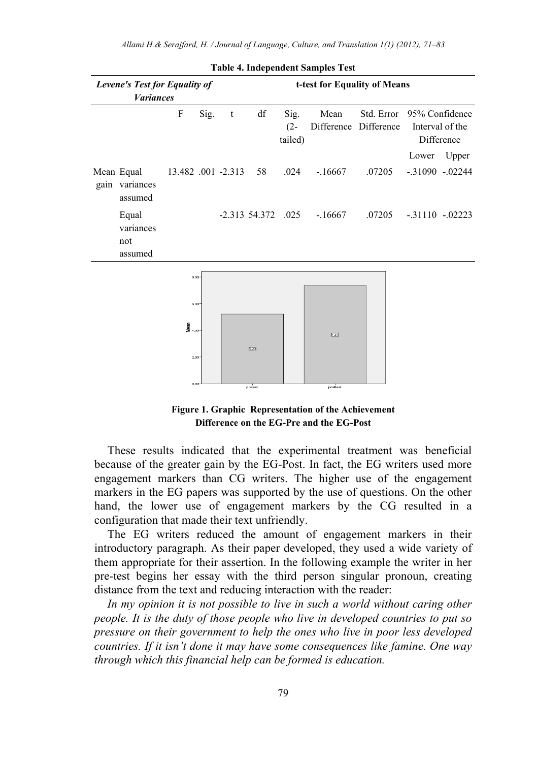**Table 4. Independent Samples Test**

| | | Levene's Test for Equality of Variances | | t-test for Equality of Means | | | | | | |
|---|---|---|---|---|---|---|---|---|---|---|
| | | F | Sig. | t | df | Sig. (2-tailed) | Mean Difference | Std. Error Difference | 95% Confidence Interval of the Difference | |
| | | | | | | | | | Lower | Upper |
| Mean gain | Equal variances assumed | 13.482 | .001 | -2.313 | 58 | .024 | -.16667 | .07205 | -.31090 | -.02244 |
| | Equal variances not assumed | | | -2.313 | 54.372 | .025 | -.16667 | .07205 | -.31110 | -.02223 |

**Figure 1. Graphic Representation of the Achievement Difference on the EG-Pre and the EG-Post**

These results indicated that the experimental treatment was beneficial because of the greater gain by the EG-Post. In fact, the EG writers used more engagement markers than CG writers. The higher use of the engagement markers in the EG papers was supported by the use of questions. On the other hand, the lower use of engagement markers by the CG resulted in a configuration that made their text unfriendly.

The EG writers reduced the amount of engagement markers in their introductory paragraph. As their paper developed, they used a wide variety of them appropriate for their assertion. In the following example the writer in her pre-test begins her essay with the third person singular pronoun, creating distance from the text and reducing interaction with the reader:

*In my opinion it is not possible to live in such a world without caring other people. It is the duty of those people who live in developed countries to put so pressure on their government to help the ones who live in poor less developed countries. If it isn't done it may have some consequences like famine. One way through which this financial help can be formed is education.*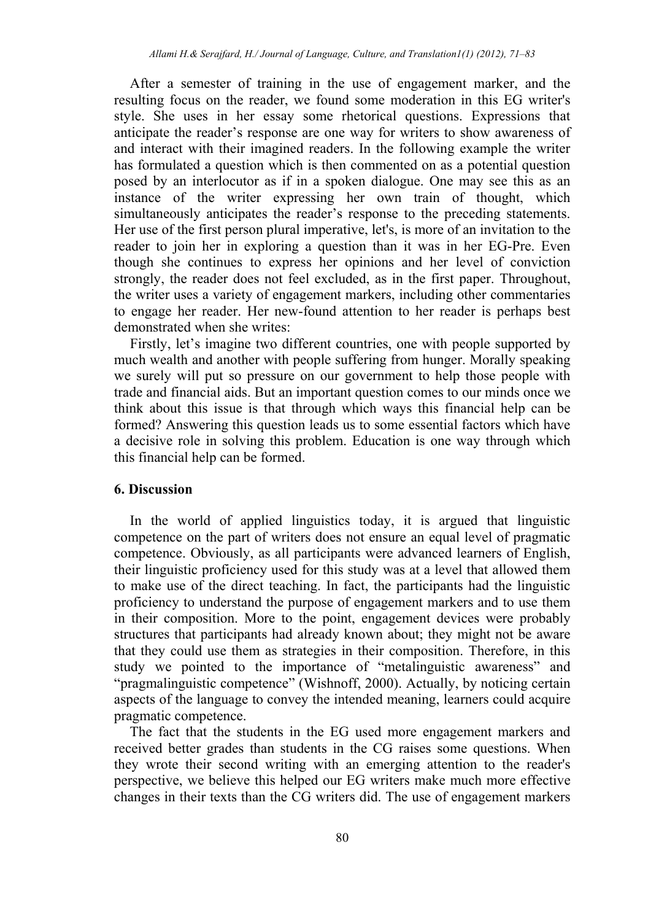After a semester of training in the use of engagement marker, and the resulting focus on the reader, we found some moderation in this EG writer's style. She uses in her essay some rhetorical questions. Expressions that anticipate the reader's response are one way for writers to show awareness of and interact with their imagined readers. In the following example the writer has formulated a question which is then commented on as a potential question posed by an interlocutor as if in a spoken dialogue. One may see this as an instance of the writer expressing her own train of thought, which simultaneously anticipates the reader's response to the preceding statements. Her use of the first person plural imperative, let's, is more of an invitation to the reader to join her in exploring a question than it was in her EG-Pre. Even though she continues to express her opinions and her level of conviction strongly, the reader does not feel excluded, as in the first paper. Throughout, the writer uses a variety of engagement markers, including other commentaries to engage her reader. Her new-found attention to her reader is perhaps best demonstrated when she writes:

Firstly, let's imagine two different countries, one with people supported by much wealth and another with people suffering from hunger. Morally speaking we surely will put so pressure on our government to help those people with trade and financial aids. But an important question comes to our minds once we think about this issue is that through which ways this financial help can be formed? Answering this question leads us to some essential factors which have a decisive role in solving this problem. Education is one way through which this financial help can be formed.

## 6. Discussion

In the world of applied linguistics today, it is argued that linguistic competence on the part of writers does not ensure an equal level of pragmatic competence. Obviously, as all participants were advanced learners of English, their linguistic proficiency used for this study was at a level that allowed them to make use of the direct teaching. In fact, the participants had the linguistic proficiency to understand the purpose of engagement markers and to use them in their composition. More to the point, engagement devices were probably structures that participants had already known about; they might not be aware that they could use them as strategies in their composition. Therefore, in this study we pointed to the importance of "metalinguistic awareness" and "pragmalinguistic competence" (Wishnoff, 2000). Actually, by noticing certain aspects of the language to convey the intended meaning, learners could acquire pragmatic competence.

The fact that the students in the EG used more engagement markers and received better grades than students in the CG raises some questions. When they wrote their second writing with an emerging attention to the reader's perspective, we believe this helped our EG writers make much more effective changes in their texts than the CG writers did. The use of engagement markers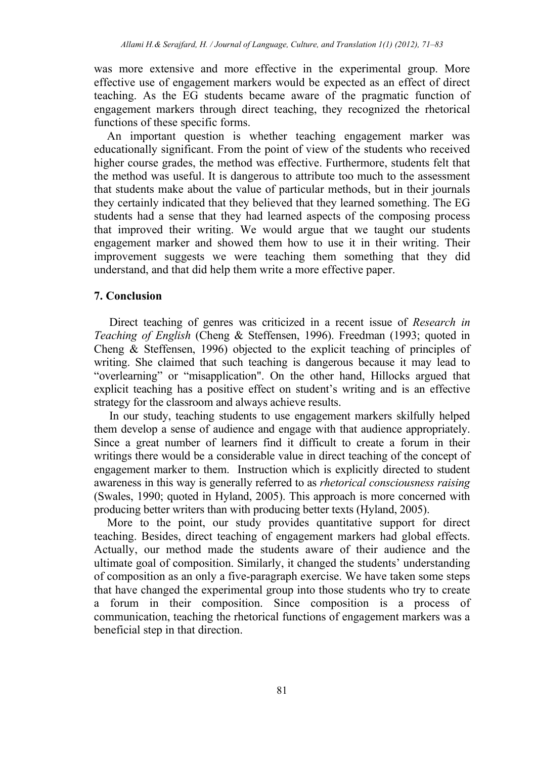was more extensive and more effective in the experimental group. More effective use of engagement markers would be expected as an effect of direct teaching. As the EG students became aware of the pragmatic function of engagement markers through direct teaching, they recognized the rhetorical functions of these specific forms.

An important question is whether teaching engagement marker was educationally significant. From the point of view of the students who received higher course grades, the method was effective. Furthermore, students felt that the method was useful. It is dangerous to attribute too much to the assessment that students make about the value of particular methods, but in their journals they certainly indicated that they believed that they learned something. The EG students had a sense that they had learned aspects of the composing process that improved their writing. We would argue that we taught our students engagement marker and showed them how to use it in their writing. Their improvement suggests we were teaching them something that they did understand, and that did help them write a more effective paper.

## 7. Conclusion

Direct teaching of genres was criticized in a recent issue of *Research in Teaching of English* (Cheng & Steffensen, 1996). Freedman (1993; quoted in Cheng & Steffensen, 1996) objected to the explicit teaching of principles of writing. She claimed that such teaching is dangerous because it may lead to "overlearning" or "misapplication". On the other hand, Hillocks argued that explicit teaching has a positive effect on student's writing and is an effective strategy for the classroom and always achieve results.

In our study, teaching students to use engagement markers skilfully helped them develop a sense of audience and engage with that audience appropriately. Since a great number of learners find it difficult to create a forum in their writings there would be a considerable value in direct teaching of the concept of engagement marker to them. Instruction which is explicitly directed to student awareness in this way is generally referred to as *rhetorical consciousness raising* (Swales, 1990; quoted in Hyland, 2005). This approach is more concerned with producing better writers than with producing better texts (Hyland, 2005).

More to the point, our study provides quantitative support for direct teaching. Besides, direct teaching of engagement markers had global effects. Actually, our method made the students aware of their audience and the ultimate goal of composition. Similarly, it changed the students' understanding of composition as an only a five-paragraph exercise. We have taken some steps that have changed the experimental group into those students who try to create a forum in their composition. Since composition is a process of communication, teaching the rhetorical functions of engagement markers was a beneficial step in that direction.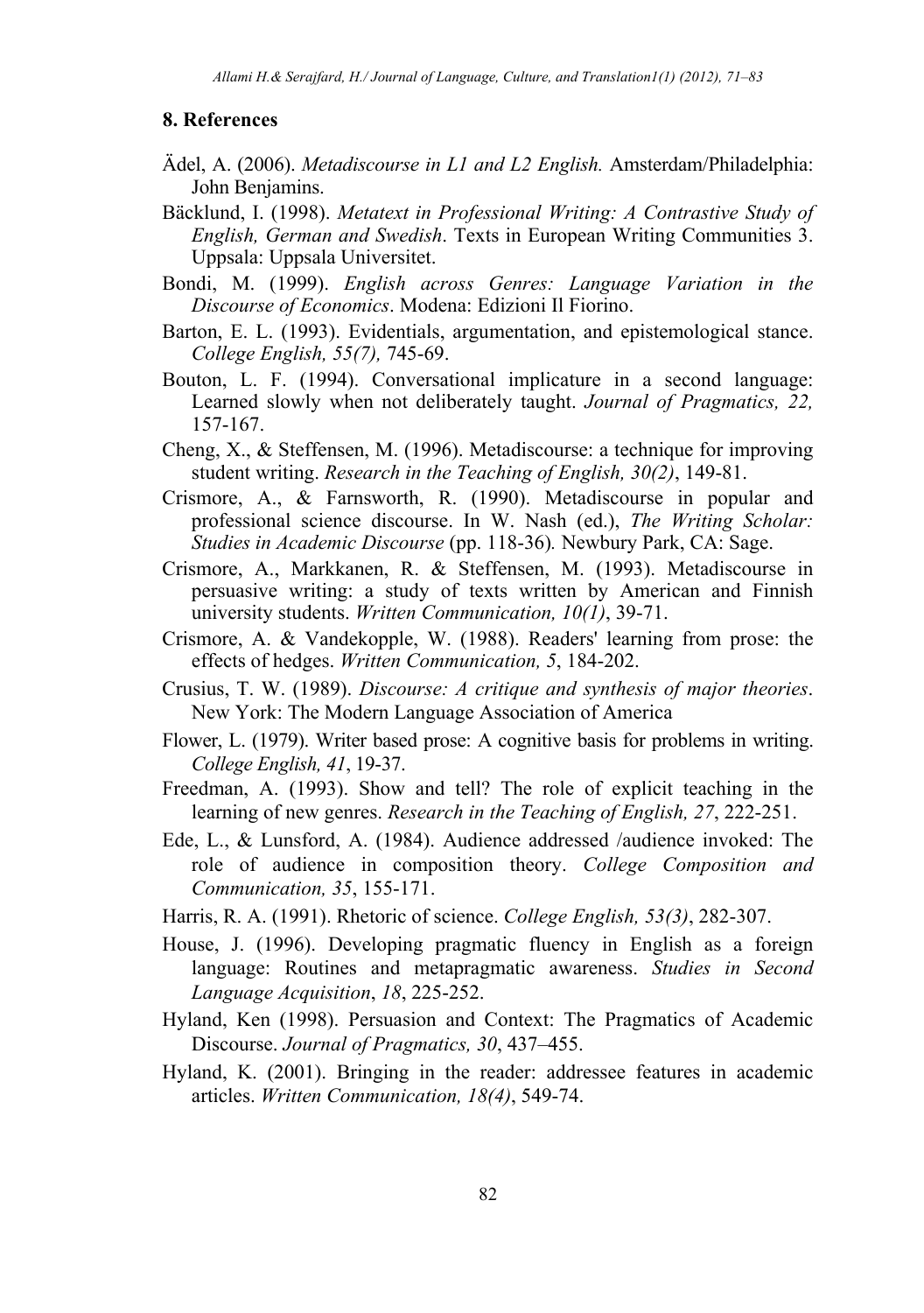## 8. References

Ädel, A. (2006). *Metadiscourse in L1 and L2 English.* Amsterdam/Philadelphia: John Benjamins.

Bäcklund, I. (1998). *Metatext in Professional Writing: A Contrastive Study of English, German and Swedish*. Texts in European Writing Communities 3. Uppsala: Uppsala Universitet.

Bondi, M. (1999). *English across Genres: Language Variation in the Discourse of Economics*. Modena: Edizioni Il Fiorino.

Barton, E. L. (1993). Evidentials, argumentation, and epistemological stance. *College English, 55(7),* 745-69.

Bouton, L. F. (1994). Conversational implicature in a second language: Learned slowly when not deliberately taught. *Journal of Pragmatics, 22,* 157-167.

Cheng, X., & Steffensen, M. (1996). Metadiscourse: a technique for improving student writing. *Research in the Teaching of English, 30(2)*, 149-81.

Crismore, A., & Farnsworth, R. (1990). Metadiscourse in popular and professional science discourse. In W. Nash (ed.), *The Writing Scholar: Studies in Academic Discourse* (pp. 118-36)*.* Newbury Park, CA: Sage.

Crismore, A., Markkanen, R. & Steffensen, M. (1993). Metadiscourse in persuasive writing: a study of texts written by American and Finnish university students. *Written Communication, 10(1)*, 39-71.

Crismore, A. & Vandekopple, W. (1988). Readers' learning from prose: the effects of hedges. *Written Communication, 5*, 184-202.

Crusius, T. W. (1989). *Discourse: A critique and synthesis of major theories*. New York: The Modern Language Association of America

Flower, L. (1979). Writer based prose: A cognitive basis for problems in writing. *College English, 41*, 19-37.

Freedman, A. (1993). Show and tell? The role of explicit teaching in the learning of new genres. *Research in the Teaching of English, 27*, 222-251.

Ede, L., & Lunsford, A. (1984). Audience addressed /audience invoked: The role of audience in composition theory. *College Composition and Communication, 35*, 155-171.

Harris, R. A. (1991). Rhetoric of science. *College English, 53(3)*, 282-307.

House, J. (1996). Developing pragmatic fluency in English as a foreign language: Routines and metapragmatic awareness. *Studies in Second Language Acquisition*, *18*, 225-252.

Hyland, Ken (1998). Persuasion and Context: The Pragmatics of Academic Discourse. *Journal of Pragmatics, 30*, 437–455.

Hyland, K. (2001). Bringing in the reader: addressee features in academic articles. *Written Communication, 18(4)*, 549-74.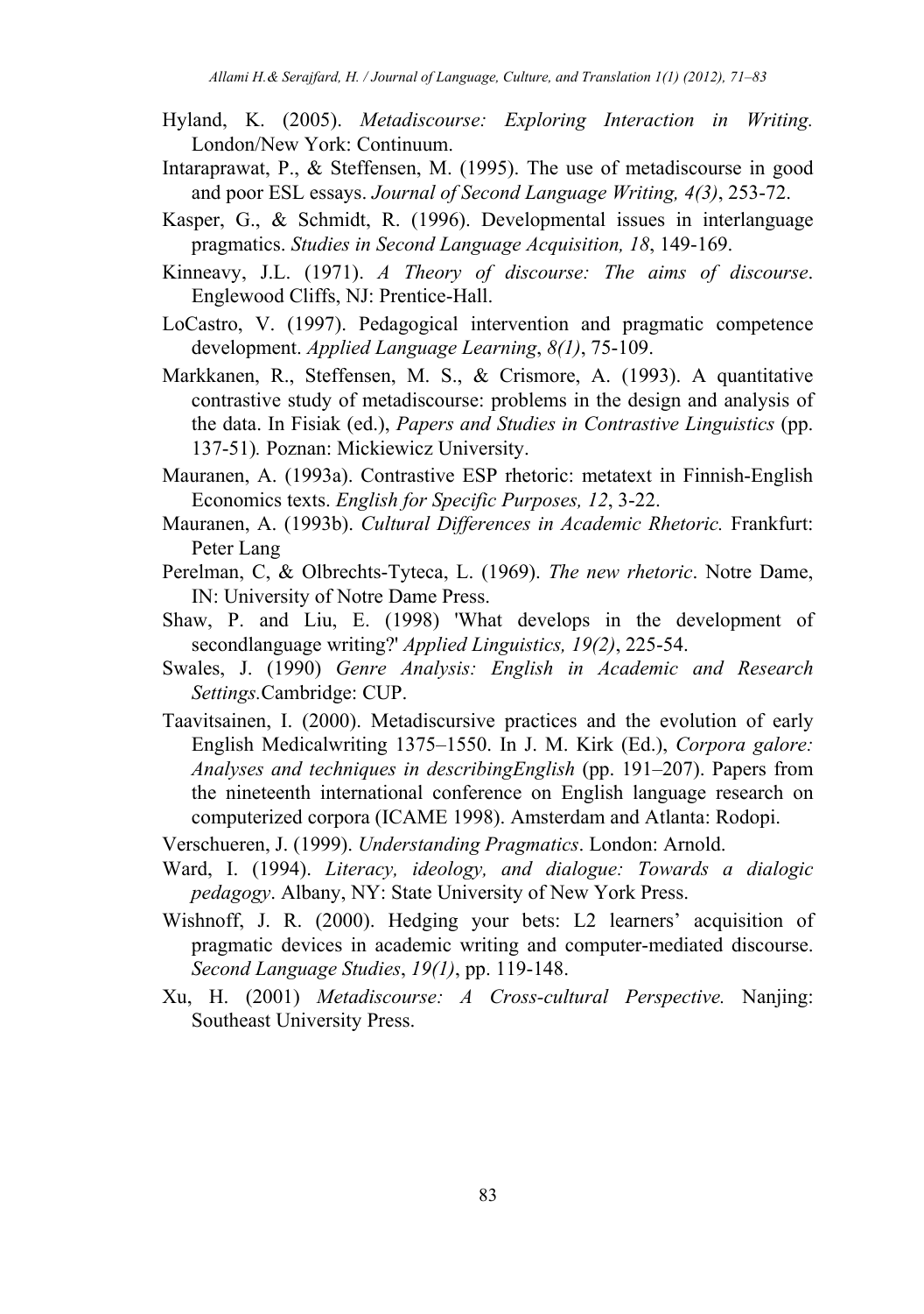Hyland, K. (2005). *Metadiscourse: Exploring Interaction in Writing.* London/New York: Continuum.

Intaraprawat, P., & Steffensen, M. (1995). The use of metadiscourse in good and poor ESL essays. *Journal of Second Language Writing, 4(3)*, 253-72.

Kasper, G., & Schmidt, R. (1996). Developmental issues in interlanguage pragmatics. *Studies in Second Language Acquisition, 18*, 149-169.

Kinneavy, J.L. (1971). *A Theory of discourse: The aims of discourse*. Englewood Cliffs, NJ: Prentice-Hall.

LoCastro, V. (1997). Pedagogical intervention and pragmatic competence development. *Applied Language Learning*, *8(1)*, 75-109.

Markkanen, R., Steffensen, M. S., & Crismore, A. (1993). A quantitative contrastive study of metadiscourse: problems in the design and analysis of the data. In Fisiak (ed.), *Papers and Studies in Contrastive Linguistics* (pp. 137-51)*.* Poznan: Mickiewicz University.

Mauranen, A. (1993a). Contrastive ESP rhetoric: metatext in Finnish-English Economics texts. *English for Specific Purposes, 12*, 3-22.

Mauranen, A. (1993b). *Cultural Differences in Academic Rhetoric.* Frankfurt: Peter Lang

Perelman, C, & Olbrechts-Tyteca, L. (1969). *The new rhetoric*. Notre Dame, IN: University of Notre Dame Press.

Shaw, P. and Liu, E. (1998) 'What develops in the development of secondlanguage writing?' *Applied Linguistics, 19(2)*, 225-54.

Swales, J. (1990) *Genre Analysis: English in Academic and Research Settings.*Cambridge: CUP.

Taavitsainen, I. (2000). Metadiscursive practices and the evolution of early English Medicalwriting 1375–1550. In J. M. Kirk (Ed.), *Corpora galore: Analyses and techniques in describingEnglish* (pp. 191–207). Papers from the nineteenth international conference on English language research on computerized corpora (ICAME 1998). Amsterdam and Atlanta: Rodopi.

Verschueren, J. (1999). *Understanding Pragmatics*. London: Arnold.

Ward, I. (1994). *Literacy, ideology, and dialogue: Towards a dialogic pedagogy*. Albany, NY: State University of New York Press.

Wishnoff, J. R. (2000). Hedging your bets: L2 learners' acquisition of pragmatic devices in academic writing and computer-mediated discourse. *Second Language Studies*, *19(1)*, pp. 119-148.

Xu, H. (2001) *Metadiscourse: A Cross-cultural Perspective.* Nanjing: Southeast University Press.